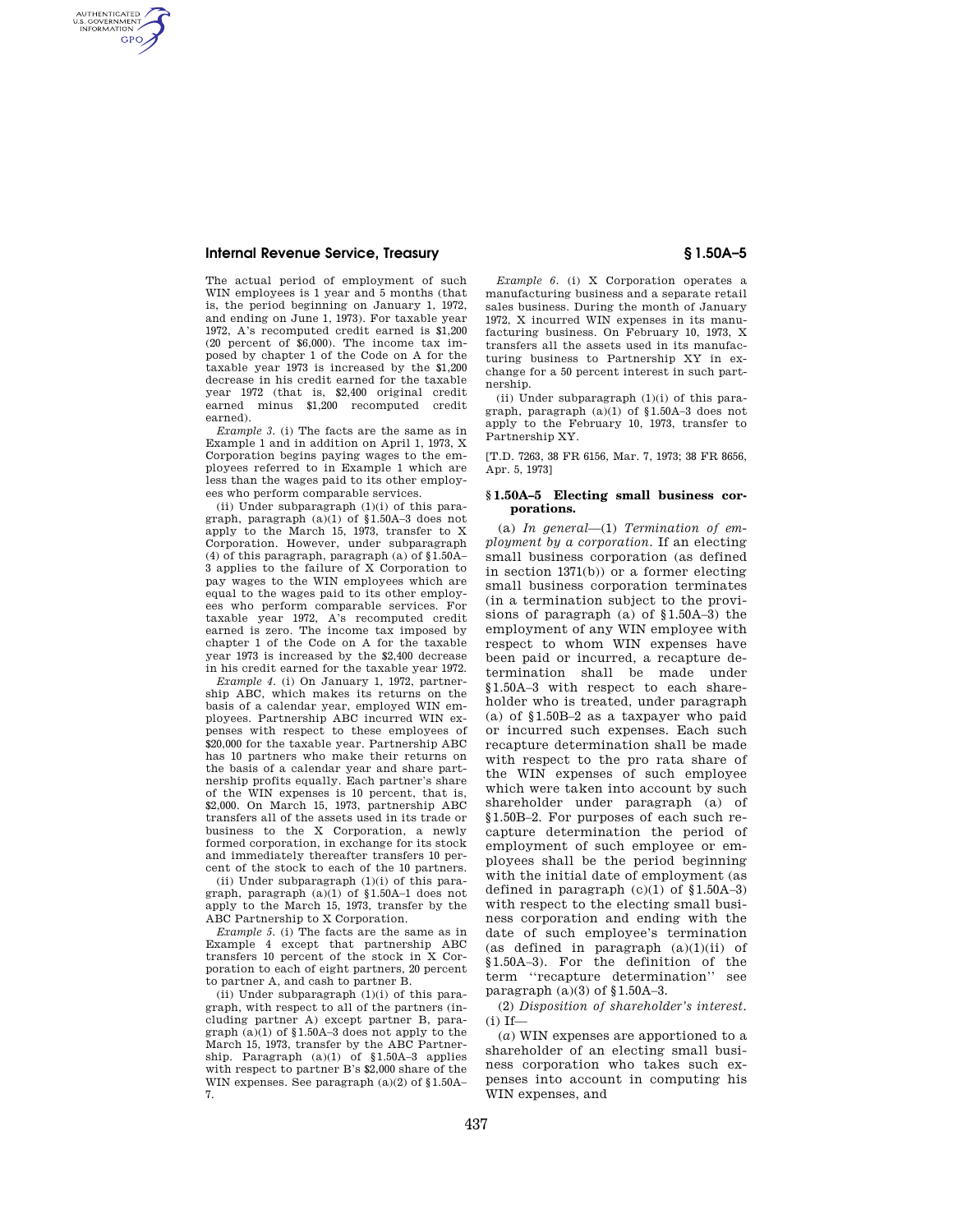The actual period of employment of such WIN employees is 1 year and 5 months (that is, the period beginning on January 1, 1972, and ending on June 1, 1973). For taxable year 1972, A's recomputed credit earned is $1,200 (20 percent of $6,000). The income tax imposed by chapter 1 of the Code on A for the taxable year 1973 is increased by the $1,200 decrease in his credit earned for the taxable year 1972 (that is, $2,400 original credit earned minus $1,200 recomputed credit earned).

*Example 3.* (i) The facts are the same as in Example 1 and in addition on April 1, 1973, X Corporation begins paying wages to the employees referred to in Example 1 which are less than the wages paid to its other employees who perform comparable services.

(ii) Under subparagraph (1)(i) of this paragraph, paragraph (a)(1) of §1.50A–3 does not apply to the March 15, 1973, transfer to X Corporation. However, under subparagraph (4) of this paragraph, paragraph (a) of §1.50A–3 applies to the failure of X Corporation to pay wages to the WIN employees which are equal to the wages paid to its other employees who perform comparable services. For taxable year 1972, A's recomputed credit earned is zero. The income tax imposed by chapter 1 of the Code on A for the taxable year 1973 is increased by the $2,400 decrease in his credit earned for the taxable year 1972.

*Example 4.* (i) On January 1, 1972, partnership ABC, which makes its returns on the basis of a calendar year, employed WIN employees. Partnership ABC incurred WIN expenses with respect to these employees of $20,000 for the taxable year. Partnership ABC has 10 partners who make their returns on the basis of a calendar year and share partnership profits equally. Each partner's share of the WIN expenses is 10 percent, that is, $2,000. On March 15, 1973, partnership ABC transfers all of the assets used in its trade or business to the X Corporation, a newly formed corporation, in exchange for its stock and immediately thereafter transfers 10 percent of the stock to each of the 10 partners.

(ii) Under subparagraph (1)(i) of this paragraph, paragraph (a)(1) of §1.50A–1 does not apply to the March 15, 1973, transfer by the ABC Partnership to X Corporation.

*Example 5.* (i) The facts are the same as in Example 4 except that partnership ABC transfers 10 percent of the stock in X Corporation to each of eight partners, 20 percent to partner A, and cash to partner B.

(ii) Under subparagraph (1)(i) of this paragraph, with respect to all of the partners (including partner A) except partner B, paragraph (a)(1) of §1.50A–3 does not apply to the March 15, 1973, transfer by the ABC Partnership. Paragraph (a)(1) of §1.50A–3 applies with respect to partner B's $2,000 share of the WIN expenses. See paragraph (a)(2) of §1.50A–7.

*Example 6.* (i) X Corporation operates a manufacturing business and a separate retail sales business. During the month of January 1972, X incurred WIN expenses in its manufacturing business. On February 10, 1973, X transfers all the assets used in its manufacturing business to Partnership XY in exchange for a 50 percent interest in such partnership.

(ii) Under subparagraph (1)(i) of this paragraph, paragraph (a)(1) of §1.50A–3 does not apply to the February 10, 1973, transfer to Partnership XY.

[T.D. 7263, 38 FR 6156, Mar. 7, 1973; 38 FR 8656, Apr. 5, 1973]

## §1.50A–5 Electing small business corporations.

(a) *In general*—(1) *Termination of employment by a corporation.* If an electing small business corporation (as defined in section 1371(b)) or a former electing small business corporation terminates (in a termination subject to the provisions of paragraph (a) of §1.50A–3) the employment of any WIN employee with respect to whom WIN expenses have been paid or incurred, a recapture determination shall be made under §1.50A–3 with respect to each shareholder who is treated, under paragraph (a) of §1.50B–2 as a taxpayer who paid or incurred such expenses. Each such recapture determination shall be made with respect to the pro rata share of the WIN expenses of such employee which were taken into account by such shareholder under paragraph (a) of §1.50B–2. For purposes of each such recapture determination the period of employment of such employee or employees shall be the period beginning with the initial date of employment (as defined in paragraph (c)(1) of §1.50A–3) with respect to the electing small business corporation and ending with the date of such employee's termination (as defined in paragraph (a)(1)(ii) of §1.50A–3). For the definition of the term ''recapture determination'' see paragraph (a)(3) of §1.50A–3.

(2) *Disposition of shareholder's interest.* (i) If—

(*a*) WIN expenses are apportioned to a shareholder of an electing small business corporation who takes such expenses into account in computing his WIN expenses, and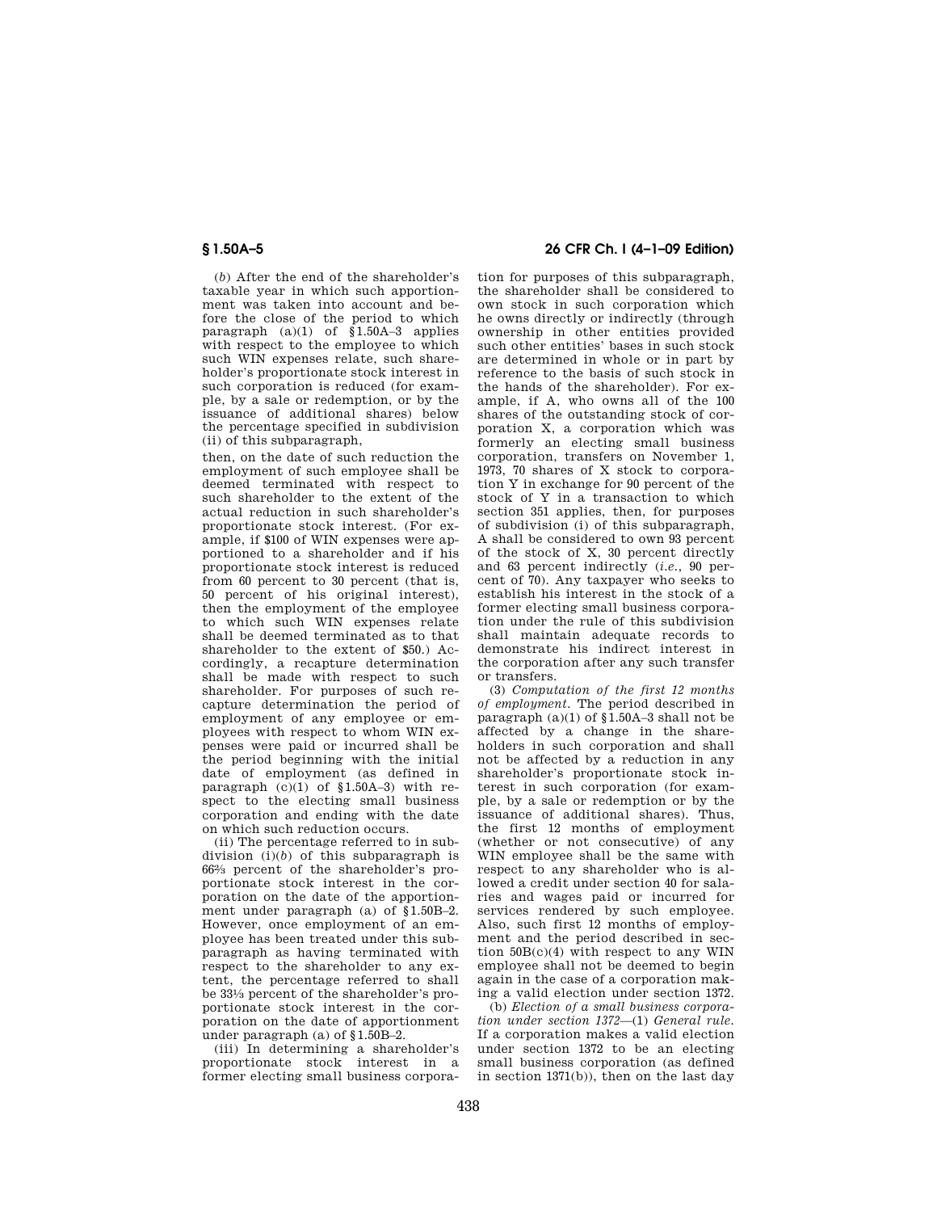(*b*) After the end of the shareholder's taxable year in which such apportionment was taken into account and before the close of the period to which paragraph (a)(1) of §1.50A–3 applies with respect to the employee to which such WIN expenses relate, such shareholder's proportionate stock interest in such corporation is reduced (for example, by a sale or redemption, or by the issuance of additional shares) below the percentage specified in subdivision (ii) of this subparagraph,

then, on the date of such reduction the employment of such employee shall be deemed terminated with respect to such shareholder to the extent of the actual reduction in such shareholder's proportionate stock interest. (For example, if $100 of WIN expenses were apportioned to a shareholder and if his proportionate stock interest is reduced from 60 percent to 30 percent (that is, 50 percent of his original interest), then the employment of the employee to which such WIN expenses relate shall be deemed terminated as to that shareholder to the extent of $50.) Accordingly, a recapture determination shall be made with respect to such shareholder. For purposes of such recapture determination the period of employment of any employee or employees with respect to whom WIN expenses were paid or incurred shall be the period beginning with the initial date of employment (as defined in paragraph (c)(1) of §1.50A–3) with respect to the electing small business corporation and ending with the date on which such reduction occurs.

(ii) The percentage referred to in subdivision (i)(*b*) of this subparagraph is 66⅔ percent of the shareholder's proportionate stock interest in the corporation on the date of the apportionment under paragraph (a) of §1.50B–2. However, once employment of an employee has been treated under this subparagraph as having terminated with respect to the shareholder to any extent, the percentage referred to shall be 33⅓ percent of the shareholder's proportionate stock interest in the corporation on the date of apportionment under paragraph (a) of §1.50B–2.

(iii) In determining a shareholder's proportionate stock interest in a former electing small business corporation for purposes of this subparagraph, the shareholder shall be considered to own stock in such corporation which he owns directly or indirectly (through ownership in other entities provided such other entities' bases in such stock are determined in whole or in part by reference to the basis of such stock in the hands of the shareholder). For example, if A, who owns all of the 100 shares of the outstanding stock of corporation X, a corporation which was formerly an electing small business corporation, transfers on November 1, 1973, 70 shares of X stock to corporation Y in exchange for 90 percent of the stock of Y in a transaction to which section 351 applies, then, for purposes of subdivision (i) of this subparagraph, A shall be considered to own 93 percent of the stock of X, 30 percent directly and 63 percent indirectly (*i.e.*, 90 percent of 70). Any taxpayer who seeks to establish his interest in the stock of a former electing small business corporation under the rule of this subdivision shall maintain adequate records to demonstrate his indirect interest in the corporation after any such transfer or transfers.

(3) *Computation of the first 12 months of employment.* The period described in paragraph (a)(1) of §1.50A–3 shall not be affected by a change in the shareholders in such corporation and shall not be affected by a reduction in any shareholder's proportionate stock interest in such corporation (for example, by a sale or redemption or by the issuance of additional shares). Thus, the first 12 months of employment (whether or not consecutive) of any WIN employee shall be the same with respect to any shareholder who is allowed a credit under section 40 for salaries and wages paid or incurred for services rendered by such employee. Also, such first 12 months of employment and the period described in section 50B(c)(4) with respect to any WIN employee shall not be deemed to begin again in the case of a corporation making a valid election under section 1372.

(b) *Election of a small business corporation under section 1372*—(1) *General rule.* If a corporation makes a valid election under section 1372 to be an electing small business corporation (as defined in section 1371(b)), then on the last day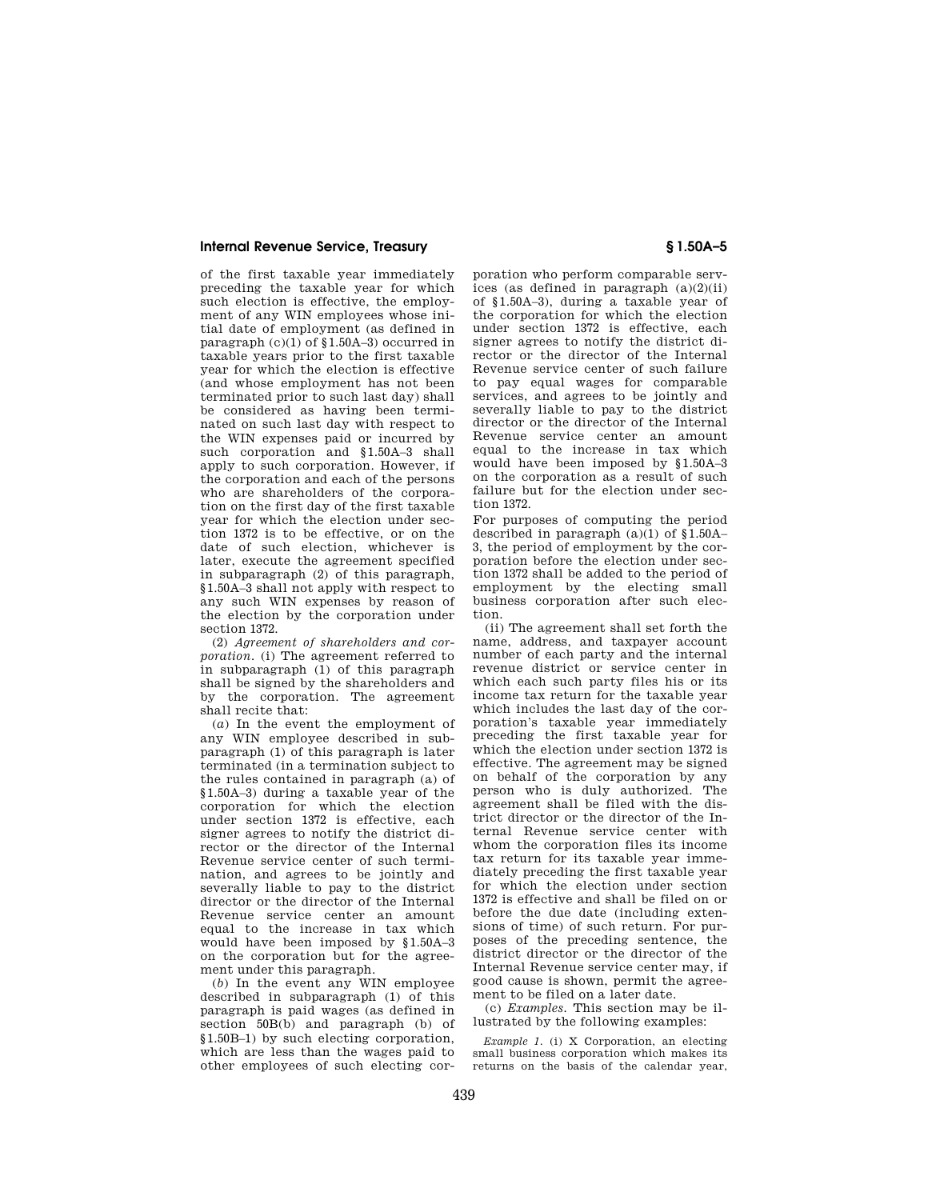of the first taxable year immediately preceding the taxable year for which such election is effective, the employment of any WIN employees whose initial date of employment (as defined in paragraph (c)(1) of §1.50A–3) occurred in taxable years prior to the first taxable year for which the election is effective (and whose employment has not been terminated prior to such last day) shall be considered as having been terminated on such last day with respect to the WIN expenses paid or incurred by such corporation and §1.50A–3 shall apply to such corporation. However, if the corporation and each of the persons who are shareholders of the corporation on the first day of the first taxable year for which the election under section 1372 is to be effective, or on the date of such election, whichever is later, execute the agreement specified in subparagraph (2) of this paragraph, §1.50A–3 shall not apply with respect to any such WIN expenses by reason of the election by the corporation under section 1372.

(2) *Agreement of shareholders and corporation.* (i) The agreement referred to in subparagraph (1) of this paragraph shall be signed by the shareholders and by the corporation. The agreement shall recite that:

(*a*) In the event the employment of any WIN employee described in subparagraph (1) of this paragraph is later terminated (in a termination subject to the rules contained in paragraph (a) of §1.50A–3) during a taxable year of the corporation for which the election under section 1372 is effective, each signer agrees to notify the district director or the director of the Internal Revenue service center of such termination, and agrees to be jointly and severally liable to pay to the district director or the director of the Internal Revenue service center an amount equal to the increase in tax which would have been imposed by §1.50A–3 on the corporation but for the agreement under this paragraph.

(*b*) In the event any WIN employee described in subparagraph (1) of this paragraph is paid wages (as defined in section 50B(b) and paragraph (b) of §1.50B–1) by such electing corporation, which are less than the wages paid to other employees of such electing corporation who perform comparable services (as defined in paragraph (a)(2)(ii) of §1.50A–3), during a taxable year of the corporation for which the election under section 1372 is effective, each signer agrees to notify the district director or the director of the Internal Revenue service center of such failure to pay equal wages for comparable services, and agrees to be jointly and severally liable to pay to the district director or the director of the Internal Revenue service center an amount equal to the increase in tax which would have been imposed by §1.50A–3 on the corporation as a result of such failure but for the election under section 1372.

For purposes of computing the period described in paragraph (a)(1) of §1.50A–3, the period of employment by the corporation before the election under section 1372 shall be added to the period of employment by the electing small business corporation after such election.

(ii) The agreement shall set forth the name, address, and taxpayer account number of each party and the internal revenue district or service center in which each such party files his or its income tax return for the taxable year which includes the last day of the corporation's taxable year immediately preceding the first taxable year for which the election under section 1372 is effective. The agreement may be signed on behalf of the corporation by any person who is duly authorized. The agreement shall be filed with the district director or the director of the Internal Revenue service center with whom the corporation files its income tax return for its taxable year immediately preceding the first taxable year for which the election under section 1372 is effective and shall be filed on or before the due date (including extensions of time) of such return. For purposes of the preceding sentence, the district director or the director of the Internal Revenue service center may, if good cause is shown, permit the agreement to be filed on a later date.

(c) *Examples.* This section may be illustrated by the following examples:

*Example 1.* (i) X Corporation, an electing small business corporation which makes its returns on the basis of the calendar year,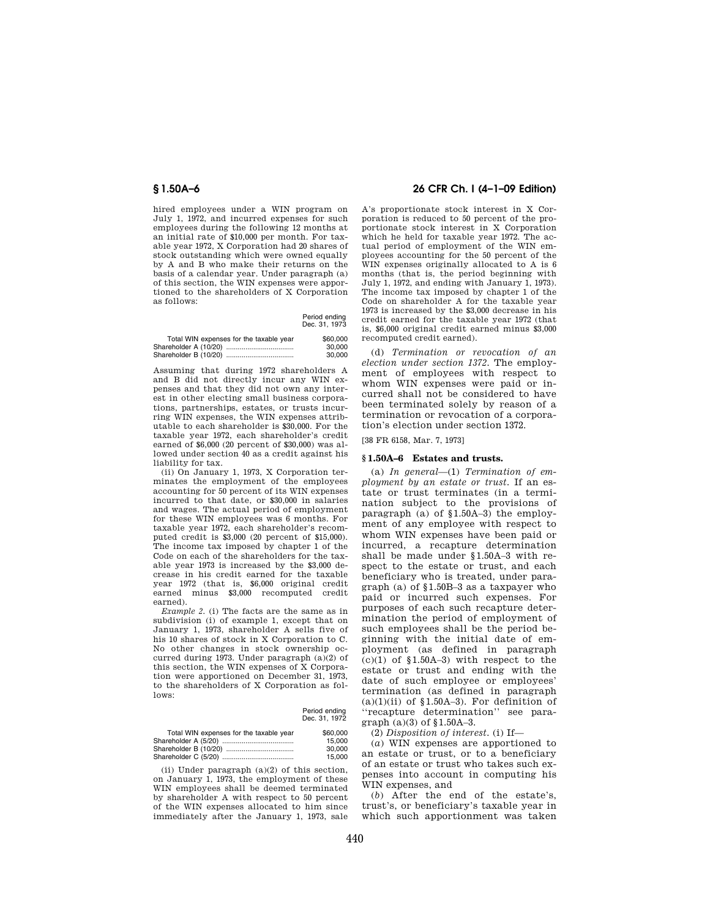hired employees under a WIN program on July 1, 1972, and incurred expenses for such employees during the following 12 months at an initial rate of $10,000 per month. For taxable year 1972, X Corporation had 20 shares of stock outstanding which were owned equally by A and B who make their returns on the basis of a calendar year. Under paragraph (a) of this section, the WIN expenses were apportioned to the shareholders of X Corporation as follows:

| | Period ending Dec. 31, 1973 |
|---|---|
| Total WIN expenses for the taxable year | $60,000 |
| Shareholder A (10/20) | 30,000 |
| Shareholder B (10/20) | 30,000 |

Assuming that during 1972 shareholders A and B did not directly incur any WIN expenses and that they did not own any interest in other electing small business corporations, partnerships, estates, or trusts incurring WIN expenses, the WIN expenses attributable to each shareholder is $30,000. For the taxable year 1972, each shareholder's credit earned of $6,000 (20 percent of $30,000) was allowed under section 40 as a credit against his liability for tax.

(ii) On January 1, 1973, X Corporation terminates the employment of the employees accounting for 50 percent of its WIN expenses incurred to that date, or $30,000 in salaries and wages. The actual period of employment for these WIN employees was 6 months. For taxable year 1972, each shareholder's recomputed credit is $3,000 (20 percent of $15,000). The income tax imposed by chapter 1 of the Code on each of the shareholders for the taxable year 1973 is increased by the $3,000 decrease in his credit earned for the taxable year 1972 (that is, $6,000 original credit earned minus $3,000 recomputed credit earned).

*Example 2.* (i) The facts are the same as in subdivision (i) of example 1, except that on January 1, 1973, shareholder A sells five of his 10 shares of stock in X Corporation to C. No other changes in stock ownership occurred during 1973. Under paragraph (a)(2) of this section, the WIN expenses of X Corporation were apportioned on December 31, 1973, to the shareholders of X Corporation as follows:

| | Period ending Dec. 31, 1972 |
|---|---|
| Total WIN expenses for the taxable year | $60,000 |
| Shareholder A (5/20) | 15,000 |
| Shareholder B (10/20) | 30,000 |
| Shareholder C (5/20) | 15,000 |

(ii) Under paragraph (a)(2) of this section, on January 1, 1973, the employment of these WIN employees shall be deemed terminated by shareholder A with respect to 50 percent of the WIN expenses allocated to him since immediately after the January 1, 1973, sale A's proportionate stock interest in X Corporation is reduced to 50 percent of the proportionate stock interest in X Corporation which he held for taxable year 1972. The actual period of employment of the WIN employees accounting for the 50 percent of the WIN expenses originally allocated to A is 6 months (that is, the period beginning with July 1, 1972, and ending with January 1, 1973). The income tax imposed by chapter 1 of the Code on shareholder A for the taxable year 1973 is increased by the $3,000 decrease in his credit earned for the taxable year 1972 (that is, $6,000 original credit earned minus $3,000 recomputed credit earned).

(d) *Termination or revocation of an election under section 1372.* The employment of employees with respect to whom WIN expenses were paid or incurred shall not be considered to have been terminated solely by reason of a termination or revocation of a corporation's election under section 1372.

[38 FR 6158, Mar. 7, 1973]

## § 1.50A–6 Estates and trusts.

(a) *In general*—(1) *Termination of employment by an estate or trust.* If an estate or trust terminates (in a termination subject to the provisions of paragraph (a) of § 1.50A–3) the employment of any employee with respect to whom WIN expenses have been paid or incurred, a recapture determination shall be made under § 1.50A–3 with respect to the estate or trust, and each beneficiary who is treated, under paragraph (a) of § 1.50B–3 as a taxpayer who paid or incurred such expenses. For purposes of each such recapture determination the period of employment of such employees shall be the period beginning with the initial date of employment (as defined in paragraph (c)(1) of § 1.50A–3) with respect to the estate or trust and ending with the date of such employee or employees' termination (as defined in paragraph (a)(1)(ii) of § 1.50A–3). For definition of "recapture determination" see paragraph (a)(3) of § 1.50A–3.

(2) *Disposition of interest.* (i) If—

(*a*) WIN expenses are apportioned to an estate or trust, or to a beneficiary of an estate or trust who takes such expenses into account in computing his WIN expenses, and

(*b*) After the end of the estate's, trust's, or beneficiary's taxable year in which such apportionment was taken